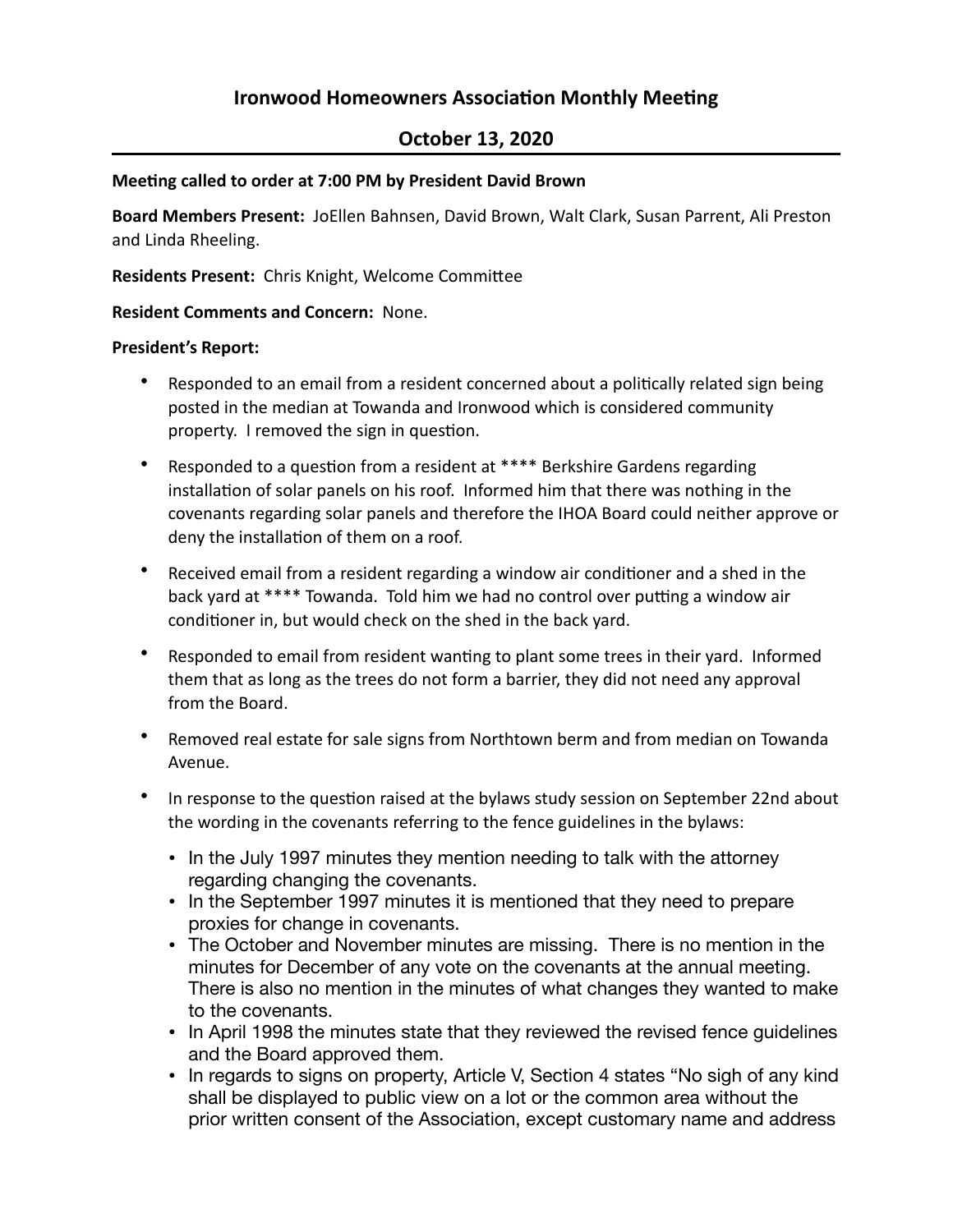# Ironwood Homeowners Association Monthly Meeting

## October 13, 2020

**Meeting called to order at 7:00 PM by President David Brown**

**Board Members Present:** JoEllen Bahnsen, David Brown, Walt Clark, Susan Parrent, Ali Preston and Linda Rheeling.

**Residents Present:** Chris Knight, Welcome Committee

**Resident Comments and Concern:** None.

**President's Report:**

- Responded to an email from a resident concerned about a politically related sign being posted in the median at Towanda and Ironwood which is considered community property. I removed the sign in question.
- Responded to a question from a resident at **** Berkshire Gardens regarding installation of solar panels on his roof. Informed him that there was nothing in the covenants regarding solar panels and therefore the IHOA Board could neither approve or deny the installation of them on a roof.
- Received email from a resident regarding a window air conditioner and a shed in the back yard at **** Towanda. Told him we had no control over putting a window air conditioner in, but would check on the shed in the back yard.
- Responded to email from resident wanting to plant some trees in their yard. Informed them that as long as the trees do not form a barrier, they did not need any approval from the Board.
- Removed real estate for sale signs from Northtown berm and from median on Towanda Avenue.
- In response to the question raised at the bylaws study session on September 22nd about the wording in the covenants referring to the fence guidelines in the bylaws:
  - In the July 1997 minutes they mention needing to talk with the attorney regarding changing the covenants.
  - In the September 1997 minutes it is mentioned that they need to prepare proxies for change in covenants.
  - The October and November minutes are missing. There is no mention in the minutes for December of any vote on the covenants at the annual meeting. There is also no mention in the minutes of what changes they wanted to make to the covenants.
  - In April 1998 the minutes state that they reviewed the revised fence guidelines and the Board approved them.
  - In regards to signs on property, Article V, Section 4 states "No sigh of any kind shall be displayed to public view on a lot or the common area without the prior written consent of the Association, except customary name and address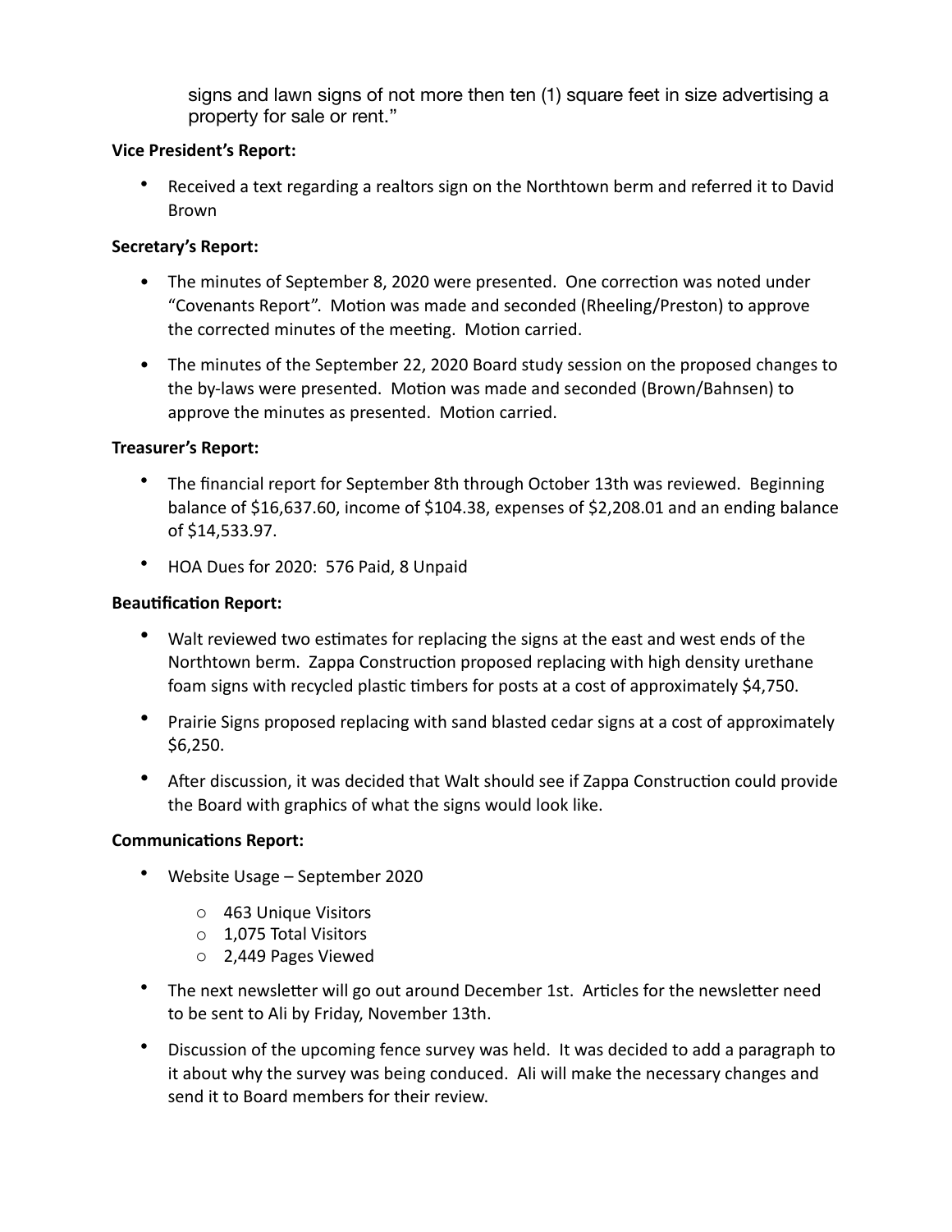signs and lawn signs of not more then ten (1) square feet in size advertising a property for sale or rent."

**Vice President's Report:**

- Received a text regarding a realtors sign on the Northtown berm and referred it to David Brown

**Secretary's Report:**

- The minutes of September 8, 2020 were presented. One correction was noted under "Covenants Report". Motion was made and seconded (Rheeling/Preston) to approve the corrected minutes of the meeting. Motion carried.
- The minutes of the September 22, 2020 Board study session on the proposed changes to the by-laws were presented. Motion was made and seconded (Brown/Bahnsen) to approve the minutes as presented. Motion carried.

**Treasurer's Report:**

- The financial report for September 8th through October 13th was reviewed. Beginning balance of $16,637.60, income of $104.38, expenses of $2,208.01 and an ending balance of $14,533.97.
- HOA Dues for 2020: 576 Paid, 8 Unpaid

**Beautification Report:**

- Walt reviewed two estimates for replacing the signs at the east and west ends of the Northtown berm. Zappa Construction proposed replacing with high density urethane foam signs with recycled plastic timbers for posts at a cost of approximately $4,750.
- Prairie Signs proposed replacing with sand blasted cedar signs at a cost of approximately $6,250.
- After discussion, it was decided that Walt should see if Zappa Construction could provide the Board with graphics of what the signs would look like.

**Communications Report:**

- Website Usage – September 2020
  - 463 Unique Visitors
  - 1,075 Total Visitors
  - 2,449 Pages Viewed
- The next newsletter will go out around December 1st. Articles for the newsletter need to be sent to Ali by Friday, November 13th.
- Discussion of the upcoming fence survey was held. It was decided to add a paragraph to it about why the survey was being conduced. Ali will make the necessary changes and send it to Board members for their review.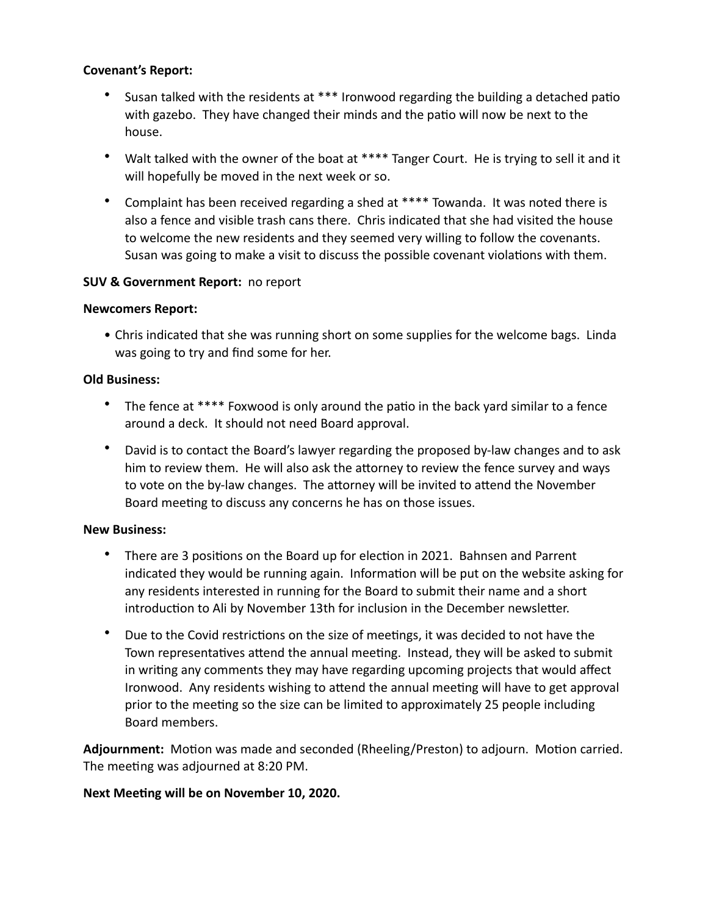**Covenant's Report:**

- Susan talked with the residents at *** Ironwood regarding the building a detached patio with gazebo. They have changed their minds and the patio will now be next to the house.
- Walt talked with the owner of the boat at **** Tanger Court. He is trying to sell it and it will hopefully be moved in the next week or so.
- Complaint has been received regarding a shed at **** Towanda. It was noted there is also a fence and visible trash cans there. Chris indicated that she had visited the house to welcome the new residents and they seemed very willing to follow the covenants. Susan was going to make a visit to discuss the possible covenant violations with them.

**SUV & Government Report:** no report

**Newcomers Report:**

- Chris indicated that she was running short on some supplies for the welcome bags. Linda was going to try and find some for her.

**Old Business:**

- The fence at **** Foxwood is only around the patio in the back yard similar to a fence around a deck. It should not need Board approval.
- David is to contact the Board's lawyer regarding the proposed by-law changes and to ask him to review them. He will also ask the attorney to review the fence survey and ways to vote on the by-law changes. The attorney will be invited to attend the November Board meeting to discuss any concerns he has on those issues.

**New Business:**

- There are 3 positions on the Board up for election in 2021. Bahnsen and Parrent indicated they would be running again. Information will be put on the website asking for any residents interested in running for the Board to submit their name and a short introduction to Ali by November 13th for inclusion in the December newsletter.
- Due to the Covid restrictions on the size of meetings, it was decided to not have the Town representatives attend the annual meeting. Instead, they will be asked to submit in writing any comments they may have regarding upcoming projects that would affect Ironwood. Any residents wishing to attend the annual meeting will have to get approval prior to the meeting so the size can be limited to approximately 25 people including Board members.

**Adjournment:** Motion was made and seconded (Rheeling/Preston) to adjourn. Motion carried. The meeting was adjourned at 8:20 PM.

**Next Meeting will be on November 10, 2020.**